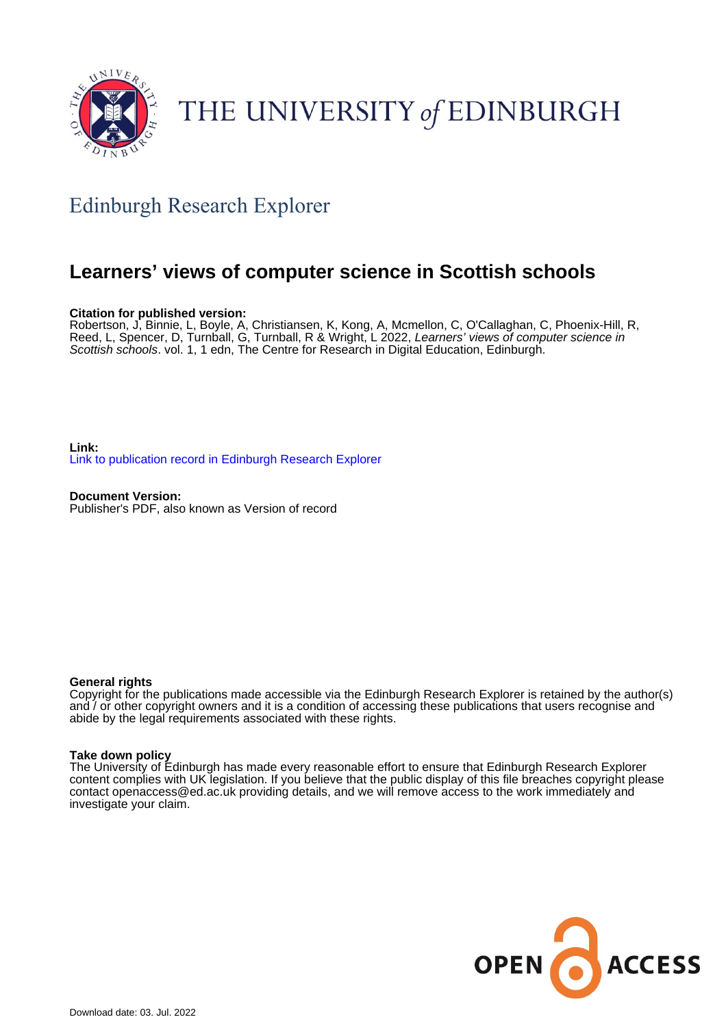THE UNIVERSITY of EDINBURGH

Edinburgh Research Explorer

# Learners' views of computer science in Scottish schools

**Citation for published version:**
Robertson, J, Binnie, L, Boyle, A, Christiansen, K, Kong, A, Mcmellon, C, O'Callaghan, C, Phoenix-Hill, R, Reed, L, Spencer, D, Turnball, G, Turnball, R & Wright, L 2022, *Learners' views of computer science in Scottish schools*. vol. 1, 1 edn, The Centre for Research in Digital Education, Edinburgh.

**Link:**
Link to publication record in Edinburgh Research Explorer

**Document Version:**
Publisher's PDF, also known as Version of record

**General rights**
Copyright for the publications made accessible via the Edinburgh Research Explorer is retained by the author(s) and / or other copyright owners and it is a condition of accessing these publications that users recognise and abide by the legal requirements associated with these rights.

**Take down policy**
The University of Edinburgh has made every reasonable effort to ensure that Edinburgh Research Explorer content complies with UK legislation. If you believe that the public display of this file breaches copyright please contact openaccess@ed.ac.uk providing details, and we will remove access to the work immediately and investigate your claim.

OPEN ACCESS

Download date: 03. Jul. 2022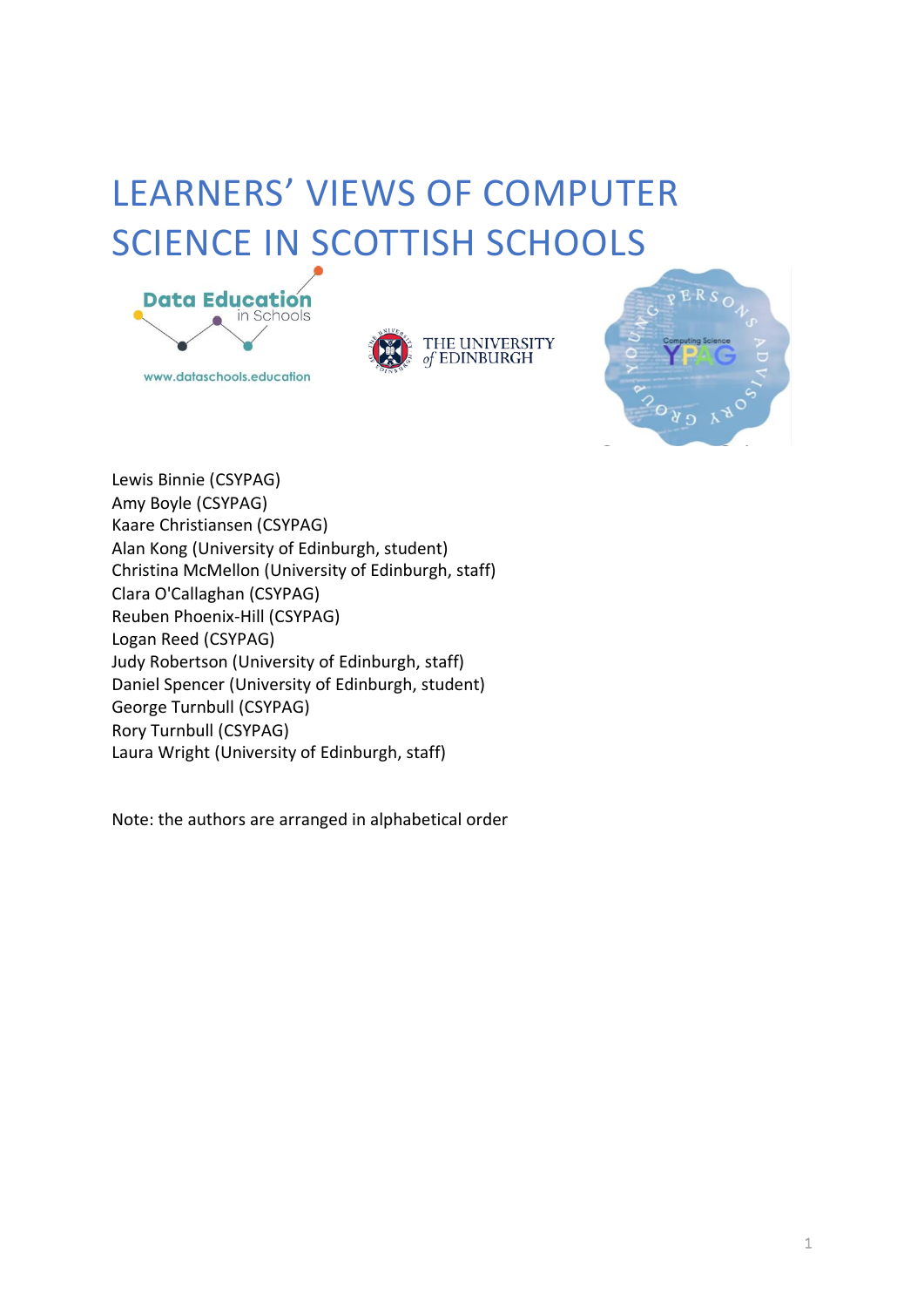# LEARNERS' VIEWS OF COMPUTER SCIENCE IN SCOTTISH SCHOOLS

Lewis Binnie (CSYPAG)
Amy Boyle (CSYPAG)
Kaare Christiansen (CSYPAG)
Alan Kong (University of Edinburgh, student)
Christina McMellon (University of Edinburgh, staff)
Clara O'Callaghan (CSYPAG)
Reuben Phoenix-Hill (CSYPAG)
Logan Reed (CSYPAG)
Judy Robertson (University of Edinburgh, staff)
Daniel Spencer (University of Edinburgh, student)
George Turnbull (CSYPAG)
Rory Turnbull (CSYPAG)
Laura Wright (University of Edinburgh, staff)

Note: the authors are arranged in alphabetical order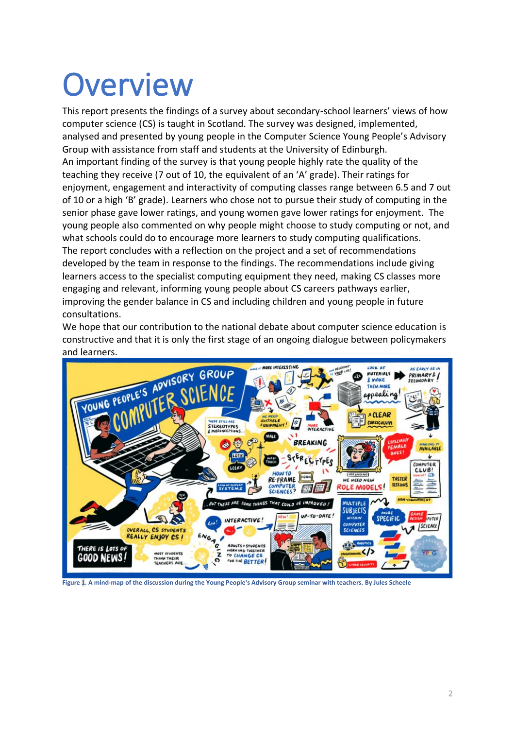# Overview

This report presents the findings of a survey about secondary-school learners' views of how computer science (CS) is taught in Scotland. The survey was designed, implemented, analysed and presented by young people in the Computer Science Young People's Advisory Group with assistance from staff and students at the University of Edinburgh.

An important finding of the survey is that young people highly rate the quality of the teaching they receive (7 out of 10, the equivalent of an 'A' grade). Their ratings for enjoyment, engagement and interactivity of computing classes range between 6.5 and 7 out of 10 or a high 'B' grade). Learners who chose not to pursue their study of computing in the senior phase gave lower ratings, and young women gave lower ratings for enjoyment. The young people also commented on why people might choose to study computing or not, and what schools could do to encourage more learners to study computing qualifications.

The report concludes with a reflection on the project and a set of recommendations developed by the team in response to the findings. The recommendations include giving learners access to the specialist computing equipment they need, making CS classes more engaging and relevant, informing young people about CS careers pathways earlier, improving the gender balance in CS and including children and young people in future consultations.

We hope that our contribution to the national debate about computer science education is constructive and that it is only the first stage of an ongoing dialogue between policymakers and learners.

**Figure 1. A mind-map of the discussion during the Young People's Advisory Group seminar with teachers. By Jules Scheele**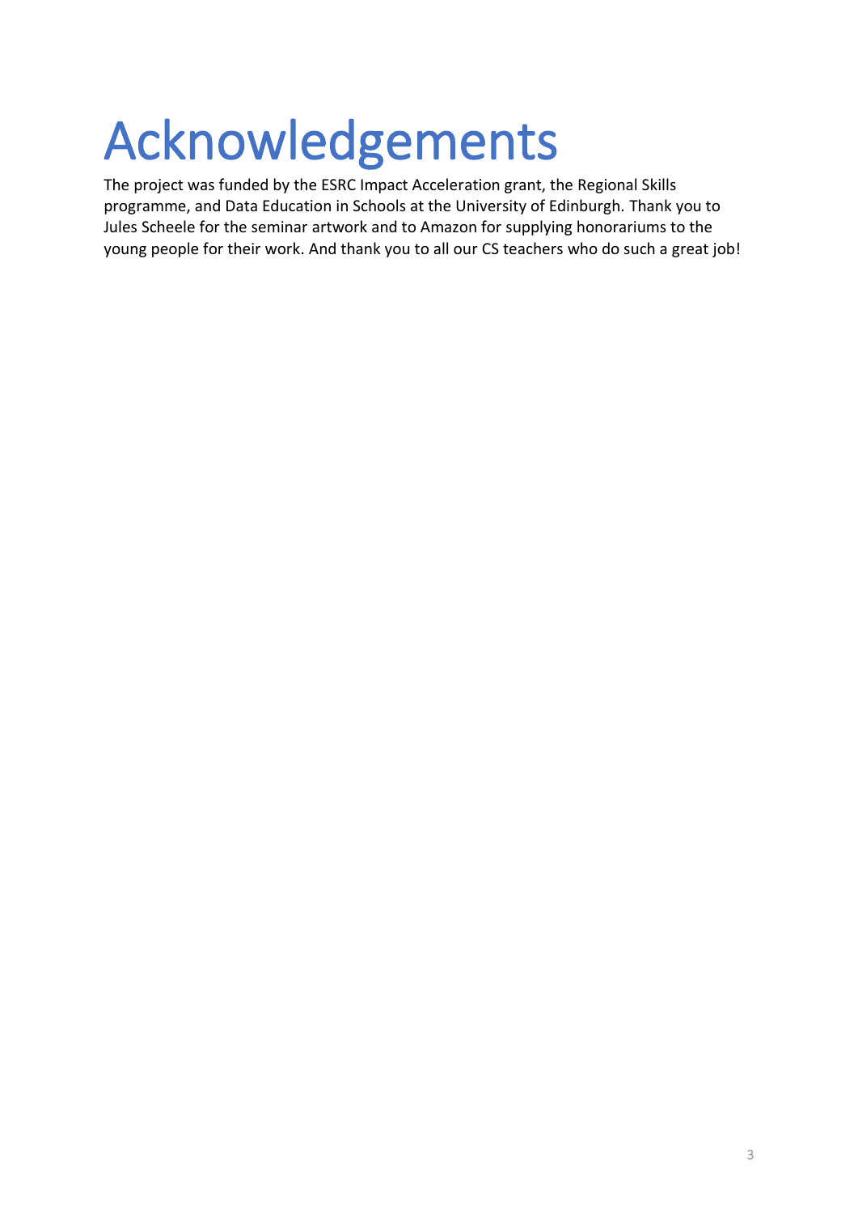# Acknowledgements

The project was funded by the ESRC Impact Acceleration grant, the Regional Skills programme, and Data Education in Schools at the University of Edinburgh. Thank you to Jules Scheele for the seminar artwork and to Amazon for supplying honorariums to the young people for their work. And thank you to all our CS teachers who do such a great job!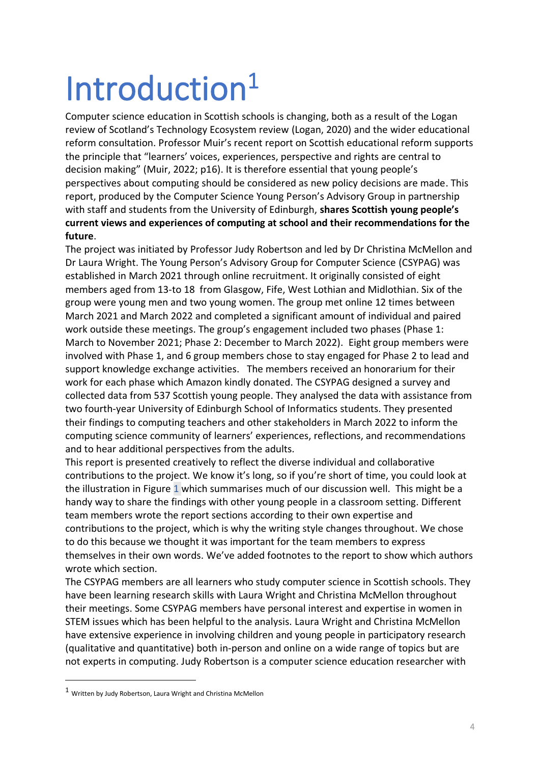# Introduction[1]

Computer science education in Scottish schools is changing, both as a result of the Logan review of Scotland's Technology Ecosystem review (Logan, 2020) and the wider educational reform consultation. Professor Muir's recent report on Scottish educational reform supports the principle that "learners' voices, experiences, perspective and rights are central to decision making" (Muir, 2022; p16). It is therefore essential that young people's perspectives about computing should be considered as new policy decisions are made. This report, produced by the Computer Science Young Person's Advisory Group in partnership with staff and students from the University of Edinburgh, **shares Scottish young people's current views and experiences of computing at school and their recommendations for the future**.

The project was initiated by Professor Judy Robertson and led by Dr Christina McMellon and Dr Laura Wright. The Young Person's Advisory Group for Computer Science (CSYPAG) was established in March 2021 through online recruitment. It originally consisted of eight members aged from 13-to 18 from Glasgow, Fife, West Lothian and Midlothian. Six of the group were young men and two young women. The group met online 12 times between March 2021 and March 2022 and completed a significant amount of individual and paired work outside these meetings. The group's engagement included two phases (Phase 1: March to November 2021; Phase 2: December to March 2022). Eight group members were involved with Phase 1, and 6 group members chose to stay engaged for Phase 2 to lead and support knowledge exchange activities. The members received an honorarium for their work for each phase which Amazon kindly donated. The CSYPAG designed a survey and collected data from 537 Scottish young people. They analysed the data with assistance from two fourth-year University of Edinburgh School of Informatics students. They presented their findings to computing teachers and other stakeholders in March 2022 to inform the computing science community of learners' experiences, reflections, and recommendations and to hear additional perspectives from the adults.

This report is presented creatively to reflect the diverse individual and collaborative contributions to the project. We know it's long, so if you're short of time, you could look at the illustration in Figure 1 which summarises much of our discussion well. This might be a handy way to share the findings with other young people in a classroom setting. Different team members wrote the report sections according to their own expertise and contributions to the project, which is why the writing style changes throughout. We chose to do this because we thought it was important for the team members to express themselves in their own words. We've added footnotes to the report to show which authors wrote which section.

The CSYPAG members are all learners who study computer science in Scottish schools. They have been learning research skills with Laura Wright and Christina McMellon throughout their meetings. Some CSYPAG members have personal interest and expertise in women in STEM issues which has been helpful to the analysis. Laura Wright and Christina McMellon have extensive experience in involving children and young people in participatory research (qualitative and quantitative) both in-person and online on a wide range of topics but are not experts in computing. Judy Robertson is a computer science education researcher with

[1] Written by Judy Robertson, Laura Wright and Christina McMellon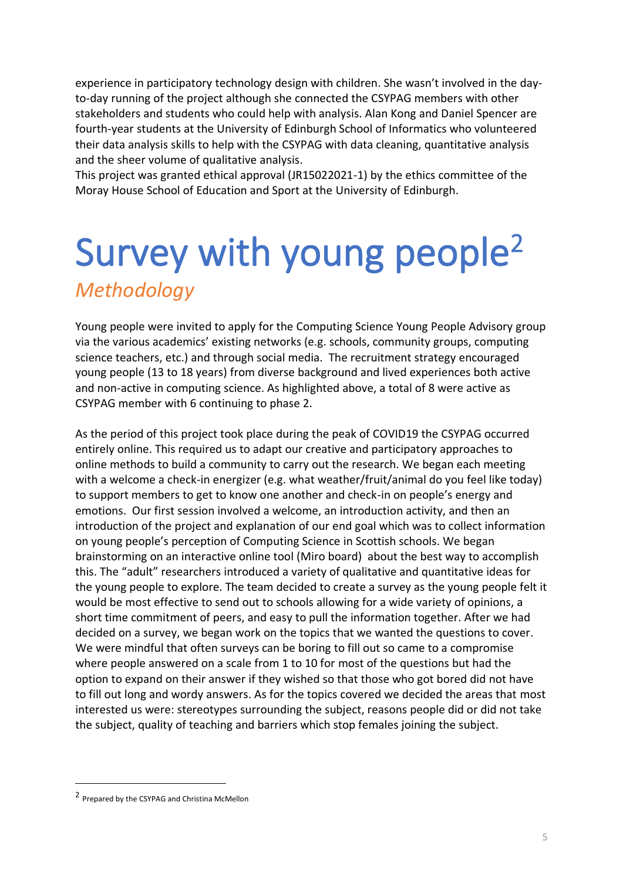experience in participatory technology design with children. She wasn't involved in the day-to-day running of the project although she connected the CSYPAG members with other stakeholders and students who could help with analysis. Alan Kong and Daniel Spencer are fourth-year students at the University of Edinburgh School of Informatics who volunteered their data analysis skills to help with the CSYPAG with data cleaning, quantitative analysis and the sheer volume of qualitative analysis.

This project was granted ethical approval (JR15022021-1) by the ethics committee of the Moray House School of Education and Sport at the University of Edinburgh.

# Survey with young people[2]

## *Methodology*

Young people were invited to apply for the Computing Science Young People Advisory group via the various academics' existing networks (e.g. schools, community groups, computing science teachers, etc.) and through social media. The recruitment strategy encouraged young people (13 to 18 years) from diverse background and lived experiences both active and non-active in computing science. As highlighted above, a total of 8 were active as CSYPAG member with 6 continuing to phase 2.

As the period of this project took place during the peak of COVID19 the CSYPAG occurred entirely online. This required us to adapt our creative and participatory approaches to online methods to build a community to carry out the research. We began each meeting with a welcome a check-in energizer (e.g. what weather/fruit/animal do you feel like today) to support members to get to know one another and check-in on people's energy and emotions. Our first session involved a welcome, an introduction activity, and then an introduction of the project and explanation of our end goal which was to collect information on young people's perception of Computing Science in Scottish schools. We began brainstorming on an interactive online tool (Miro board) about the best way to accomplish this. The "adult" researchers introduced a variety of qualitative and quantitative ideas for the young people to explore. The team decided to create a survey as the young people felt it would be most effective to send out to schools allowing for a wide variety of opinions, a short time commitment of peers, and easy to pull the information together. After we had decided on a survey, we began work on the topics that we wanted the questions to cover. We were mindful that often surveys can be boring to fill out so came to a compromise where people answered on a scale from 1 to 10 for most of the questions but had the option to expand on their answer if they wished so that those who got bored did not have to fill out long and wordy answers. As for the topics covered we decided the areas that most interested us were: stereotypes surrounding the subject, reasons people did or did not take the subject, quality of teaching and barriers which stop females joining the subject.

[2] Prepared by the CSYPAG and Christina McMellon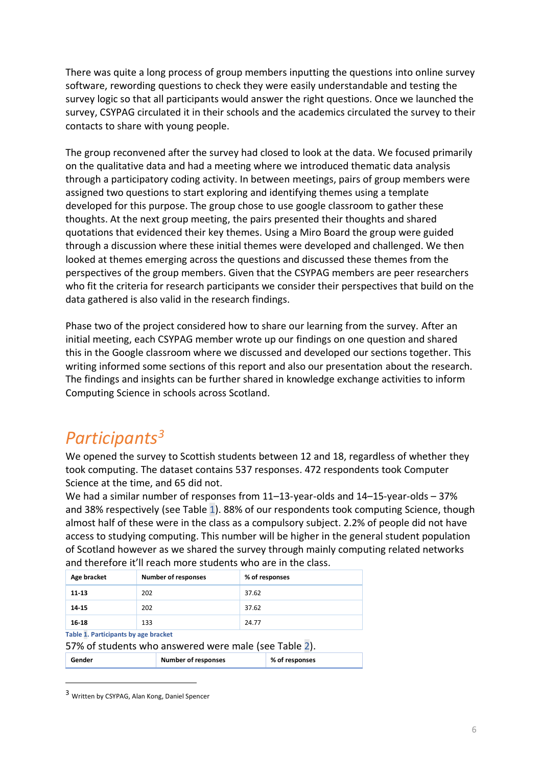There was quite a long process of group members inputting the questions into online survey software, rewording questions to check they were easily understandable and testing the survey logic so that all participants would answer the right questions. Once we launched the survey, CSYPAG circulated it in their schools and the academics circulated the survey to their contacts to share with young people.

The group reconvened after the survey had closed to look at the data. We focused primarily on the qualitative data and had a meeting where we introduced thematic data analysis through a participatory coding activity. In between meetings, pairs of group members were assigned two questions to start exploring and identifying themes using a template developed for this purpose. The group chose to use google classroom to gather these thoughts. At the next group meeting, the pairs presented their thoughts and shared quotations that evidenced their key themes. Using a Miro Board the group were guided through a discussion where these initial themes were developed and challenged. We then looked at themes emerging across the questions and discussed these themes from the perspectives of the group members. Given that the CSYPAG members are peer researchers who fit the criteria for research participants we consider their perspectives that build on the data gathered is also valid in the research findings.

Phase two of the project considered how to share our learning from the survey. After an initial meeting, each CSYPAG member wrote up our findings on one question and shared this in the Google classroom where we discussed and developed our sections together. This writing informed some sections of this report and also our presentation about the research. The findings and insights can be further shared in knowledge exchange activities to inform Computing Science in schools across Scotland.

## *Participants*[3]

We opened the survey to Scottish students between 12 and 18, regardless of whether they took computing. The dataset contains 537 responses. 472 respondents took Computer Science at the time, and 65 did not.

We had a similar number of responses from 11–13-year-olds and 14–15-year-olds – 37% and 38% respectively (see Table 1). 88% of our respondents took computing Science, though almost half of these were in the class as a compulsory subject. 2.2% of people did not have access to studying computing. This number will be higher in the general student population of Scotland however as we shared the survey through mainly computing related networks and therefore it'll reach more students who are in the class.

| Age bracket | Number of responses | % of responses |
|---|---|---|
| **11-13** | 202 | 37.62 |
| **14-15** | 202 | 37.62 |
| **16-18** | 133 | 24.77 |

**Table 1. Participants by age bracket**

57% of students who answered were male (see Table 2).

| Gender | Number of responses | % of responses |
|---|---|---|

[3] Written by CSYPAG, Alan Kong, Daniel Spencer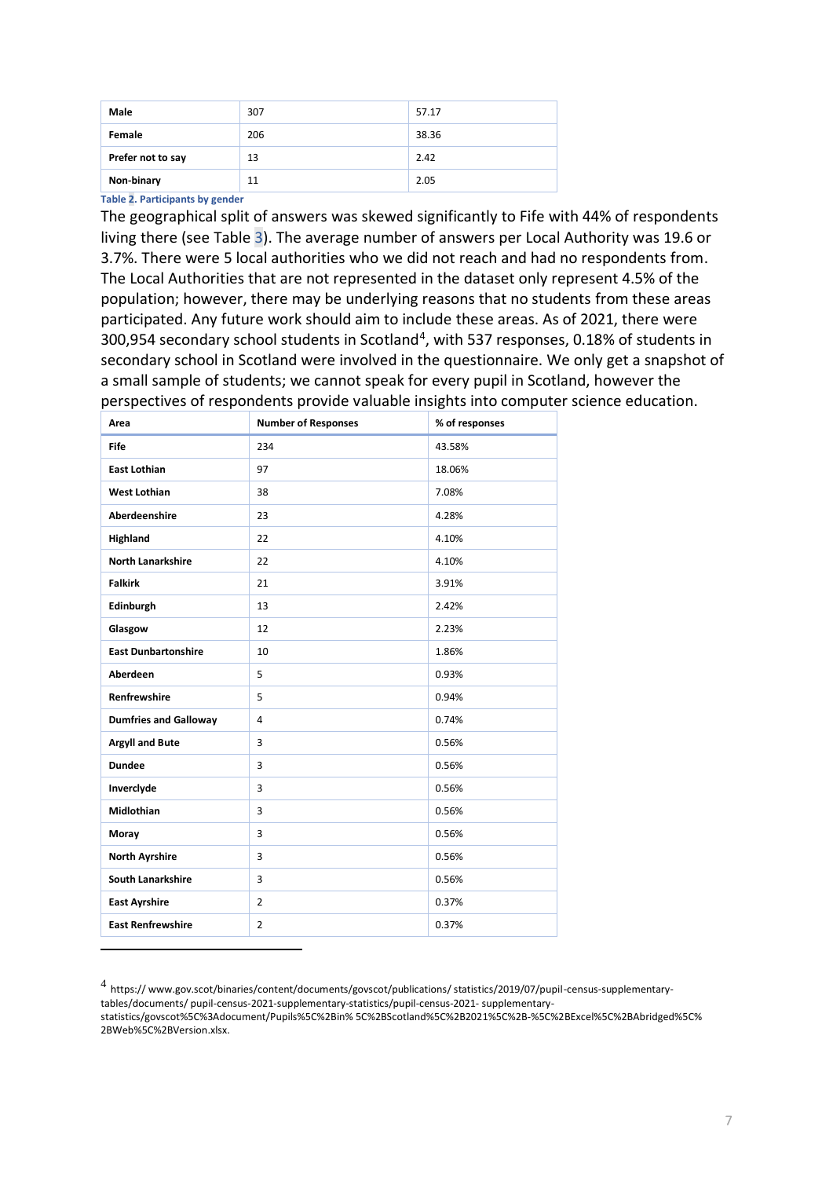| Male | 307 | 57.17 |
|---|---|---|
| Female | 206 | 38.36 |
| Prefer not to say | 13 | 2.42 |
| Non-binary | 11 | 2.05 |

**Table 2. Participants by gender**

The geographical split of answers was skewed significantly to Fife with 44% of respondents living there (see Table 3). The average number of answers per Local Authority was 19.6 or 3.7%. There were 5 local authorities who we did not reach and had no respondents from. The Local Authorities that are not represented in the dataset only represent 4.5% of the population; however, there may be underlying reasons that no students from these areas participated. Any future work should aim to include these areas. As of 2021, there were 300,954 secondary school students in Scotland[4], with 537 responses, 0.18% of students in secondary school in Scotland were involved in the questionnaire. We only get a snapshot of a small sample of students; we cannot speak for every pupil in Scotland, however the perspectives of respondents provide valuable insights into computer science education.

| Area | Number of Responses | % of responses |
|---|---|---|
| Fife | 234 | 43.58% |
| East Lothian | 97 | 18.06% |
| West Lothian | 38 | 7.08% |
| Aberdeenshire | 23 | 4.28% |
| Highland | 22 | 4.10% |
| North Lanarkshire | 22 | 4.10% |
| Falkirk | 21 | 3.91% |
| Edinburgh | 13 | 2.42% |
| Glasgow | 12 | 2.23% |
| East Dunbartonshire | 10 | 1.86% |
| Aberdeen | 5 | 0.93% |
| Renfrewshire | 5 | 0.94% |
| Dumfries and Galloway | 4 | 0.74% |
| Argyll and Bute | 3 | 0.56% |
| Dundee | 3 | 0.56% |
| Inverclyde | 3 | 0.56% |
| Midlothian | 3 | 0.56% |
| Moray | 3 | 0.56% |
| North Ayrshire | 3 | 0.56% |
| South Lanarkshire | 3 | 0.56% |
| East Ayrshire | 2 | 0.37% |
| East Renfrewshire | 2 | 0.37% |

[4] https:// www.gov.scot/binaries/content/documents/govscot/publications/ statistics/2019/07/pupil-census-supplementary-tables/documents/ pupil-census-2021-supplementary-statistics/pupil-census-2021- supplementary-statistics/govscot%5C%3Adocument/Pupils%5C%2Bin% 5C%2BScotland%5C%2B2021%5C%2B-%5C%2BExcel%5C%2BAbridged%5C%2BWeb%5C%2BVersion.xlsx.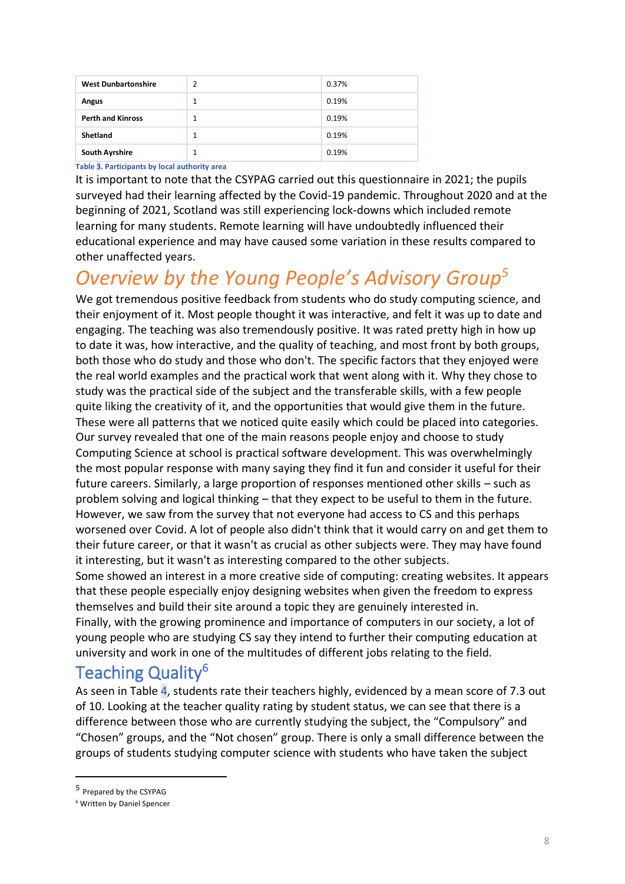| West Dunbartonshire | 2 | 0.37% |
|---|---|---|
| Angus | 1 | 0.19% |
| Perth and Kinross | 1 | 0.19% |
| Shetland | 1 | 0.19% |
| South Ayrshire | 1 | 0.19% |

Table 3. Participants by local authority area

It is important to note that the CSYPAG carried out this questionnaire in 2021; the pupils surveyed had their learning affected by the Covid-19 pandemic. Throughout 2020 and at the beginning of 2021, Scotland was still experiencing lock-downs which included remote learning for many students. Remote learning will have undoubtedly influenced their educational experience and may have caused some variation in these results compared to other unaffected years.

## *Overview by the Young People's Advisory Group*[5]

We got tremendous positive feedback from students who do study computing science, and their enjoyment of it. Most people thought it was interactive, and felt it was up to date and engaging. The teaching was also tremendously positive. It was rated pretty high in how up to date it was, how interactive, and the quality of teaching, and most front by both groups, both those who do study and those who don't. The specific factors that they enjoyed were the real world examples and the practical work that went along with it. Why they chose to study was the practical side of the subject and the transferable skills, with a few people quite liking the creativity of it, and the opportunities that would give them in the future. These were all patterns that we noticed quite easily which could be placed into categories. Our survey revealed that one of the main reasons people enjoy and choose to study Computing Science at school is practical software development. This was overwhelmingly the most popular response with many saying they find it fun and consider it useful for their future careers. Similarly, a large proportion of responses mentioned other skills – such as problem solving and logical thinking – that they expect to be useful to them in the future. However, we saw from the survey that not everyone had access to CS and this perhaps worsened over Covid. A lot of people also didn't think that it would carry on and get them to their future career, or that it wasn't as crucial as other subjects were. They may have found it interesting, but it wasn't as interesting compared to the other subjects.

Some showed an interest in a more creative side of computing: creating websites. It appears that these people especially enjoy designing websites when given the freedom to express themselves and build their site around a topic they are genuinely interested in.

Finally, with the growing prominence and importance of computers in our society, a lot of young people who are studying CS say they intend to further their computing education at university and work in one of the multitudes of different jobs relating to the field.

## Teaching Quality[6]

As seen in Table 4, students rate their teachers highly, evidenced by a mean score of 7.3 out of 10. Looking at the teacher quality rating by student status, we can see that there is a difference between those who are currently studying the subject, the "Compulsory" and "Chosen" groups, and the "Not chosen" group. There is only a small difference between the groups of students studying computer science with students who have taken the subject

[5] Prepared by the CSYPAG

[6] Written by Daniel Spencer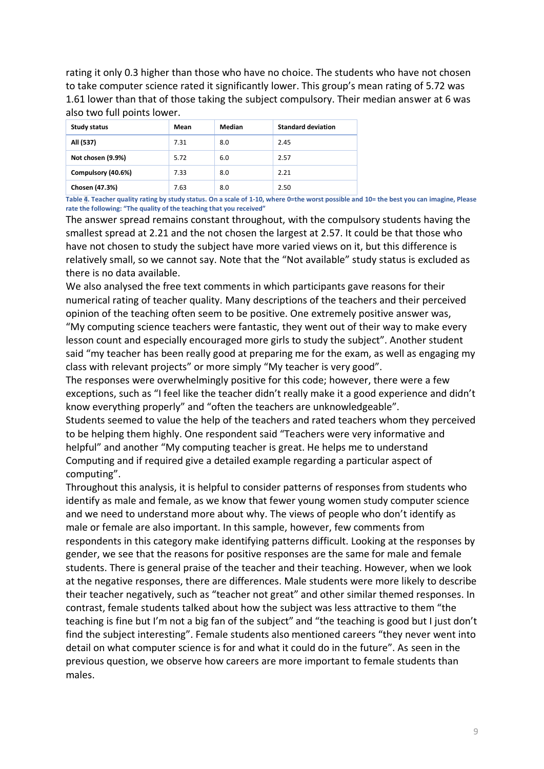rating it only 0.3 higher than those who have no choice. The students who have not chosen to take computer science rated it significantly lower. This group's mean rating of 5.72 was 1.61 lower than that of those taking the subject compulsory. Their median answer at 6 was also two full points lower.

| Study status | Mean | Median | Standard deviation |
|---|---|---|---|
| **All (537)** | 7.31 | 8.0 | 2.45 |
| **Not chosen (9.9%)** | 5.72 | 6.0 | 2.57 |
| **Compulsory (40.6%)** | 7.33 | 8.0 | 2.21 |
| **Chosen (47.3%)** | 7.63 | 8.0 | 2.50 |

**Table 4. Teacher quality rating by study status. On a scale of 1-10, where 0=the worst possible and 10= the best you can imagine, Please rate the following: "The quality of the teaching that you received"**

The answer spread remains constant throughout, with the compulsory students having the smallest spread at 2.21 and the not chosen the largest at 2.57. It could be that those who have not chosen to study the subject have more varied views on it, but this difference is relatively small, so we cannot say. Note that the "Not available" study status is excluded as there is no data available.

We also analysed the free text comments in which participants gave reasons for their numerical rating of teacher quality. Many descriptions of the teachers and their perceived opinion of the teaching often seem to be positive. One extremely positive answer was, "My computing science teachers were fantastic, they went out of their way to make every lesson count and especially encouraged more girls to study the subject". Another student said "my teacher has been really good at preparing me for the exam, as well as engaging my class with relevant projects" or more simply "My teacher is very good".

The responses were overwhelmingly positive for this code; however, there were a few exceptions, such as "I feel like the teacher didn't really make it a good experience and didn't know everything properly" and "often the teachers are unknowledgeable".

Students seemed to value the help of the teachers and rated teachers whom they perceived to be helping them highly. One respondent said "Teachers were very informative and helpful" and another "My computing teacher is great. He helps me to understand Computing and if required give a detailed example regarding a particular aspect of computing".

Throughout this analysis, it is helpful to consider patterns of responses from students who identify as male and female, as we know that fewer young women study computer science and we need to understand more about why. The views of people who don't identify as male or female are also important. In this sample, however, few comments from respondents in this category make identifying patterns difficult. Looking at the responses by gender, we see that the reasons for positive responses are the same for male and female students. There is general praise of the teacher and their teaching. However, when we look at the negative responses, there are differences. Male students were more likely to describe their teacher negatively, such as "teacher not great" and other similar themed responses. In contrast, female students talked about how the subject was less attractive to them "the teaching is fine but I'm not a big fan of the subject" and "the teaching is good but I just don't find the subject interesting". Female students also mentioned careers "they never went into detail on what computer science is for and what it could do in the future". As seen in the previous question, we observe how careers are more important to female students than males.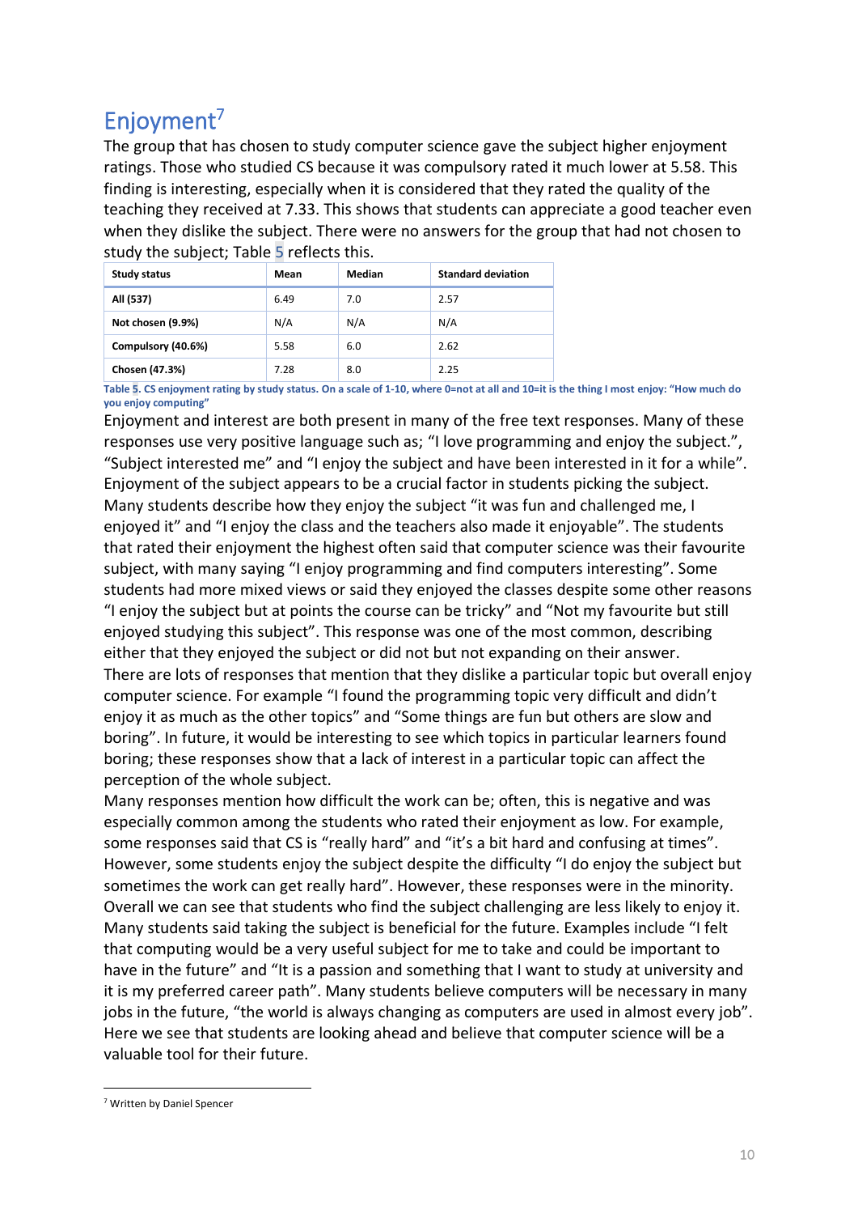## Enjoyment[7]

The group that has chosen to study computer science gave the subject higher enjoyment ratings. Those who studied CS because it was compulsory rated it much lower at 5.58. This finding is interesting, especially when it is considered that they rated the quality of the teaching they received at 7.33. This shows that students can appreciate a good teacher even when they dislike the subject. There were no answers for the group that had not chosen to study the subject; Table 5 reflects this.

| Study status | Mean | Median | Standard deviation |
|---|---|---|---|
| **All (537)** | 6.49 | 7.0 | 2.57 |
| **Not chosen (9.9%)** | N/A | N/A | N/A |
| **Compulsory (40.6%)** | 5.58 | 6.0 | 2.62 |
| **Chosen (47.3%)** | 7.28 | 8.0 | 2.25 |

**Table 5. CS enjoyment rating by study status. On a scale of 1-10, where 0=not at all and 10=it is the thing I most enjoy: “How much do you enjoy computing”**

Enjoyment and interest are both present in many of the free text responses. Many of these responses use very positive language such as; “I love programming and enjoy the subject.”, “Subject interested me” and “I enjoy the subject and have been interested in it for a while”. Enjoyment of the subject appears to be a crucial factor in students picking the subject. Many students describe how they enjoy the subject “it was fun and challenged me, I enjoyed it” and “I enjoy the class and the teachers also made it enjoyable”. The students that rated their enjoyment the highest often said that computer science was their favourite subject, with many saying “I enjoy programming and find computers interesting”. Some students had more mixed views or said they enjoyed the classes despite some other reasons “I enjoy the subject but at points the course can be tricky” and “Not my favourite but still enjoyed studying this subject”. This response was one of the most common, describing either that they enjoyed the subject or did not but not expanding on their answer.

There are lots of responses that mention that they dislike a particular topic but overall enjoy computer science. For example “I found the programming topic very difficult and didn’t enjoy it as much as the other topics” and “Some things are fun but others are slow and boring”. In future, it would be interesting to see which topics in particular learners found boring; these responses show that a lack of interest in a particular topic can affect the perception of the whole subject.

Many responses mention how difficult the work can be; often, this is negative and was especially common among the students who rated their enjoyment as low. For example, some responses said that CS is “really hard” and “it’s a bit hard and confusing at times”. However, some students enjoy the subject despite the difficulty “I do enjoy the subject but sometimes the work can get really hard”. However, these responses were in the minority. Overall we can see that students who find the subject challenging are less likely to enjoy it. Many students said taking the subject is beneficial for the future. Examples include “I felt that computing would be a very useful subject for me to take and could be important to have in the future” and “It is a passion and something that I want to study at university and it is my preferred career path”. Many students believe computers will be necessary in many jobs in the future, “the world is always changing as computers are used in almost every job”. Here we see that students are looking ahead and believe that computer science will be a valuable tool for their future.

[7] Written by Daniel Spencer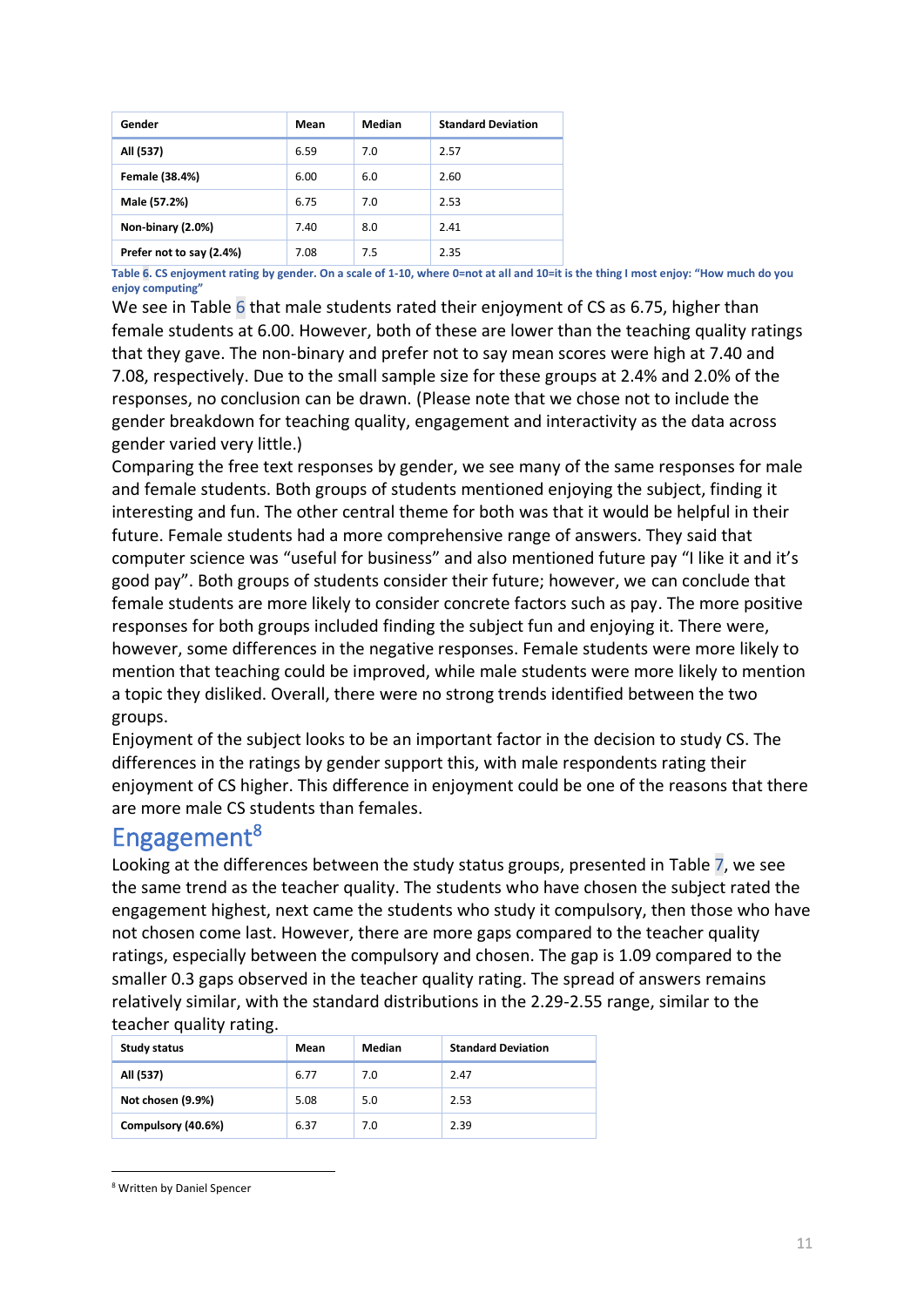| Gender | Mean | Median | Standard Deviation |
|---|---|---|---|
| **All (537)** | 6.59 | 7.0 | 2.57 |
| **Female (38.4%)** | 6.00 | 6.0 | 2.60 |
| **Male (57.2%)** | 6.75 | 7.0 | 2.53 |
| **Non-binary (2.0%)** | 7.40 | 8.0 | 2.41 |
| **Prefer not to say (2.4%)** | 7.08 | 7.5 | 2.35 |

**Table 6. CS enjoyment rating by gender. On a scale of 1-10, where 0=not at all and 10=it is the thing I most enjoy: "How much do you enjoy computing"**

We see in Table 6 that male students rated their enjoyment of CS as 6.75, higher than female students at 6.00. However, both of these are lower than the teaching quality ratings that they gave. The non-binary and prefer not to say mean scores were high at 7.40 and 7.08, respectively. Due to the small sample size for these groups at 2.4% and 2.0% of the responses, no conclusion can be drawn. (Please note that we chose not to include the gender breakdown for teaching quality, engagement and interactivity as the data across gender varied very little.)

Comparing the free text responses by gender, we see many of the same responses for male and female students. Both groups of students mentioned enjoying the subject, finding it interesting and fun. The other central theme for both was that it would be helpful in their future. Female students had a more comprehensive range of answers. They said that computer science was "useful for business" and also mentioned future pay "I like it and it's good pay". Both groups of students consider their future; however, we can conclude that female students are more likely to consider concrete factors such as pay. The more positive responses for both groups included finding the subject fun and enjoying it. There were, however, some differences in the negative responses. Female students were more likely to mention that teaching could be improved, while male students were more likely to mention a topic they disliked. Overall, there were no strong trends identified between the two groups.

Enjoyment of the subject looks to be an important factor in the decision to study CS. The differences in the ratings by gender support this, with male respondents rating their enjoyment of CS higher. This difference in enjoyment could be one of the reasons that there are more male CS students than females.

## Engagement[8]

Looking at the differences between the study status groups, presented in Table 7, we see the same trend as the teacher quality. The students who have chosen the subject rated the engagement highest, next came the students who study it compulsory, then those who have not chosen come last. However, there are more gaps compared to the teacher quality ratings, especially between the compulsory and chosen. The gap is 1.09 compared to the smaller 0.3 gaps observed in the teacher quality rating. The spread of answers remains relatively similar, with the standard distributions in the 2.29-2.55 range, similar to the teacher quality rating.

| Study status | Mean | Median | Standard Deviation |
|---|---|---|---|
| **All (537)** | 6.77 | 7.0 | 2.47 |
| **Not chosen (9.9%)** | 5.08 | 5.0 | 2.53 |
| **Compulsory (40.6%)** | 6.37 | 7.0 | 2.39 |

[8] Written by Daniel Spencer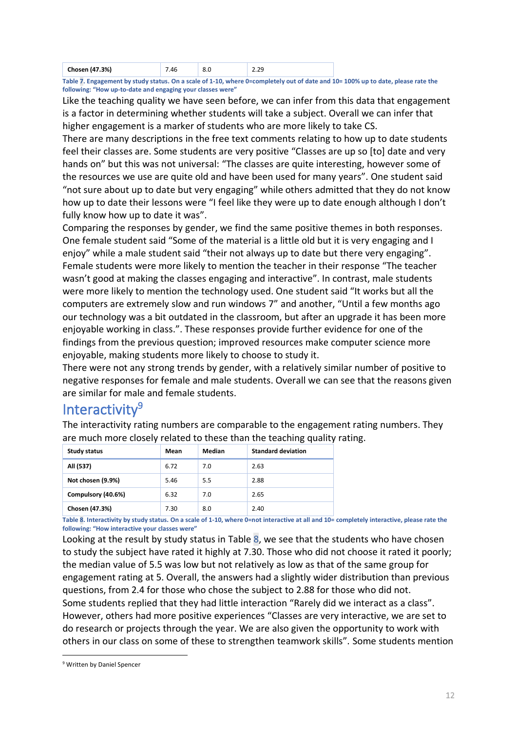| Chosen (47.3%) | 7.46 | 8.0 | 2.29 |
|---|---|---|---|

**Table 7. Engagement by study status. On a scale of 1-10, where 0=completely out of date and 10= 100% up to date, please rate the following: "How up-to-date and engaging your classes were"**

Like the teaching quality we have seen before, we can infer from this data that engagement is a factor in determining whether students will take a subject. Overall we can infer that higher engagement is a marker of students who are more likely to take CS.

There are many descriptions in the free text comments relating to how up to date students feel their classes are. Some students are very positive "Classes are up so [to] date and very hands on" but this was not universal: "The classes are quite interesting, however some of the resources we use are quite old and have been used for many years". One student said "not sure about up to date but very engaging" while others admitted that they do not know how up to date their lessons were "I feel like they were up to date enough although I don't fully know how up to date it was".

Comparing the responses by gender, we find the same positive themes in both responses. One female student said "Some of the material is a little old but it is very engaging and I enjoy" while a male student said "their not always up to date but there very engaging". Female students were more likely to mention the teacher in their response "The teacher wasn't good at making the classes engaging and interactive". In contrast, male students were more likely to mention the technology used. One student said "It works but all the computers are extremely slow and run windows 7" and another, "Until a few months ago our technology was a bit outdated in the classroom, but after an upgrade it has been more enjoyable working in class.". These responses provide further evidence for one of the findings from the previous question; improved resources make computer science more enjoyable, making students more likely to choose to study it.

There were not any strong trends by gender, with a relatively similar number of positive to negative responses for female and male students. Overall we can see that the reasons given are similar for male and female students.

## Interactivity[9]

The interactivity rating numbers are comparable to the engagement rating numbers. They are much more closely related to these than the teaching quality rating.

| Study status | Mean | Median | Standard deviation |
|---|---|---|---|
| All (537) | 6.72 | 7.0 | 2.63 |
| Not chosen (9.9%) | 5.46 | 5.5 | 2.88 |
| Compulsory (40.6%) | 6.32 | 7.0 | 2.65 |
| Chosen (47.3%) | 7.30 | 8.0 | 2.40 |

**Table 8. Interactivity by study status. On a scale of 1-10, where 0=not interactive at all and 10= completely interactive, please rate the following: "How interactive your classes were"**

Looking at the result by study status in Table 8, we see that the students who have chosen to study the subject have rated it highly at 7.30. Those who did not choose it rated it poorly; the median value of 5.5 was low but not relatively as low as that of the same group for engagement rating at 5. Overall, the answers had a slightly wider distribution than previous questions, from 2.4 for those who chose the subject to 2.88 for those who did not.

Some students replied that they had little interaction "Rarely did we interact as a class". However, others had more positive experiences "Classes are very interactive, we are set to do research or projects through the year. We are also given the opportunity to work with others in our class on some of these to strengthen teamwork skills". Some students mention

[9] Written by Daniel Spencer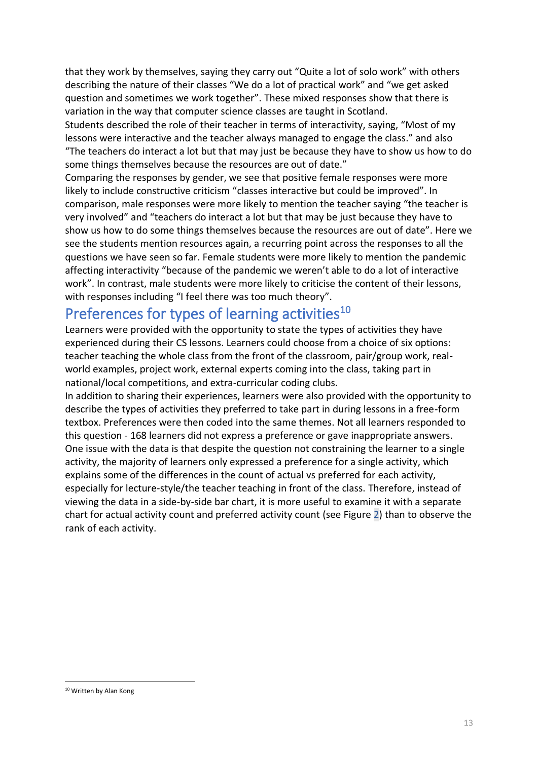that they work by themselves, saying they carry out "Quite a lot of solo work" with others describing the nature of their classes "We do a lot of practical work" and "we get asked question and sometimes we work together". These mixed responses show that there is variation in the way that computer science classes are taught in Scotland.

Students described the role of their teacher in terms of interactivity, saying, "Most of my lessons were interactive and the teacher always managed to engage the class." and also "The teachers do interact a lot but that may just be because they have to show us how to do some things themselves because the resources are out of date."

Comparing the responses by gender, we see that positive female responses were more likely to include constructive criticism "classes interactive but could be improved". In comparison, male responses were more likely to mention the teacher saying "the teacher is very involved" and "teachers do interact a lot but that may be just because they have to show us how to do some things themselves because the resources are out of date". Here we see the students mention resources again, a recurring point across the responses to all the questions we have seen so far. Female students were more likely to mention the pandemic affecting interactivity "because of the pandemic we weren't able to do a lot of interactive work". In contrast, male students were more likely to criticise the content of their lessons, with responses including "I feel there was too much theory".

## Preferences for types of learning activities[10]

Learners were provided with the opportunity to state the types of activities they have experienced during their CS lessons. Learners could choose from a choice of six options: teacher teaching the whole class from the front of the classroom, pair/group work, real-world examples, project work, external experts coming into the class, taking part in national/local competitions, and extra-curricular coding clubs.

In addition to sharing their experiences, learners were also provided with the opportunity to describe the types of activities they preferred to take part in during lessons in a free-form textbox. Preferences were then coded into the same themes. Not all learners responded to this question - 168 learners did not express a preference or gave inappropriate answers. One issue with the data is that despite the question not constraining the learner to a single activity, the majority of learners only expressed a preference for a single activity, which explains some of the differences in the count of actual vs preferred for each activity, especially for lecture-style/the teacher teaching in front of the class. Therefore, instead of viewing the data in a side-by-side bar chart, it is more useful to examine it with a separate chart for actual activity count and preferred activity count (see Figure 2) than to observe the rank of each activity.

[10] Written by Alan Kong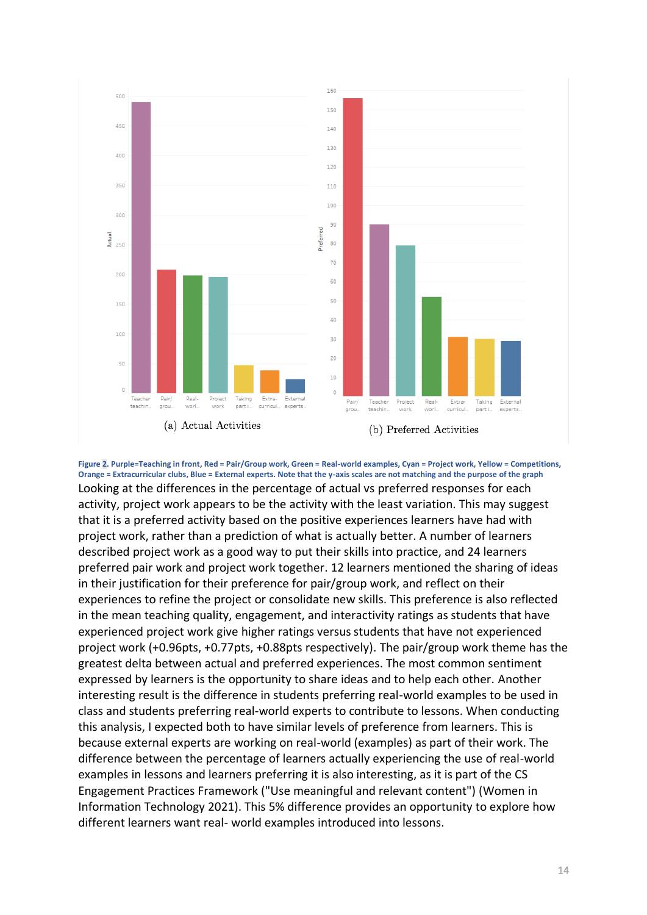(a) Actual Activities

(b) Preferred Activities

**Figure 2. Purple=Teaching in front, Red = Pair/Group work, Green = Real-world examples, Cyan = Project work, Yellow = Competitions, Orange = Extracurricular clubs, Blue = External experts. Note that the y-axis scales are not matching and the purpose of the graph**

Looking at the differences in the percentage of actual vs preferred responses for each activity, project work appears to be the activity with the least variation. This may suggest that it is a preferred activity based on the positive experiences learners have had with project work, rather than a prediction of what is actually better. A number of learners described project work as a good way to put their skills into practice, and 24 learners preferred pair work and project work together. 12 learners mentioned the sharing of ideas in their justification for their preference for pair/group work, and reflect on their experiences to refine the project or consolidate new skills. This preference is also reflected in the mean teaching quality, engagement, and interactivity ratings as students that have experienced project work give higher ratings versus students that have not experienced project work (+0.96pts, +0.77pts, +0.88pts respectively). The pair/group work theme has the greatest delta between actual and preferred experiences. The most common sentiment expressed by learners is the opportunity to share ideas and to help each other. Another interesting result is the difference in students preferring real-world examples to be used in class and students preferring real-world experts to contribute to lessons. When conducting this analysis, I expected both to have similar levels of preference from learners. This is because external experts are working on real-world (examples) as part of their work. The difference between the percentage of learners actually experiencing the use of real-world examples in lessons and learners preferring it is also interesting, as it is part of the CS Engagement Practices Framework ("Use meaningful and relevant content") (Women in Information Technology 2021). This 5% difference provides an opportunity to explore how different learners want real- world examples introduced into lessons.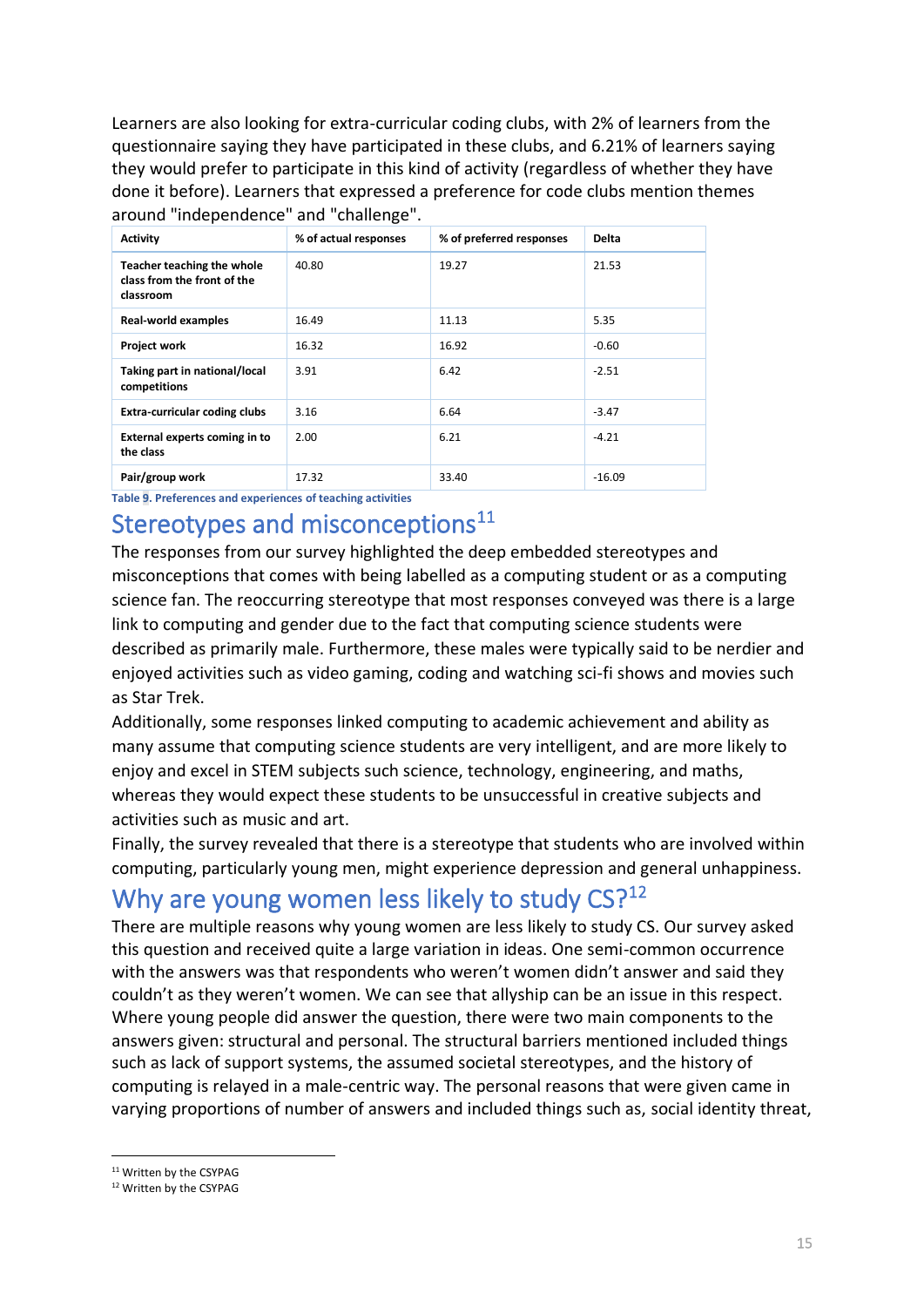Learners are also looking for extra-curricular coding clubs, with 2% of learners from the questionnaire saying they have participated in these clubs, and 6.21% of learners saying they would prefer to participate in this kind of activity (regardless of whether they have done it before). Learners that expressed a preference for code clubs mention themes around "independence" and "challenge".

| Activity | % of actual responses | % of preferred responses | Delta |
|---|---|---|---|
| **Teacher teaching the whole class from the front of the classroom** | 40.80 | 19.27 | 21.53 |
| **Real-world examples** | 16.49 | 11.13 | 5.35 |
| **Project work** | 16.32 | 16.92 | -0.60 |
| **Taking part in national/local competitions** | 3.91 | 6.42 | -2.51 |
| **Extra-curricular coding clubs** | 3.16 | 6.64 | -3.47 |
| **External experts coming in to the class** | 2.00 | 6.21 | -4.21 |
| **Pair/group work** | 17.32 | 33.40 | -16.09 |

**Table 9. Preferences and experiences of teaching activities**

## Stereotypes and misconceptions[11]

The responses from our survey highlighted the deep embedded stereotypes and misconceptions that comes with being labelled as a computing student or as a computing science fan. The reoccurring stereotype that most responses conveyed was there is a large link to computing and gender due to the fact that computing science students were described as primarily male. Furthermore, these males were typically said to be nerdier and enjoyed activities such as video gaming, coding and watching sci-fi shows and movies such as Star Trek.

Additionally, some responses linked computing to academic achievement and ability as many assume that computing science students are very intelligent, and are more likely to enjoy and excel in STEM subjects such science, technology, engineering, and maths, whereas they would expect these students to be unsuccessful in creative subjects and activities such as music and art.

Finally, the survey revealed that there is a stereotype that students who are involved within computing, particularly young men, might experience depression and general unhappiness.

## Why are young women less likely to study CS?[12]

There are multiple reasons why young women are less likely to study CS. Our survey asked this question and received quite a large variation in ideas. One semi-common occurrence with the answers was that respondents who weren't women didn't answer and said they couldn't as they weren't women. We can see that allyship can be an issue in this respect. Where young people did answer the question, there were two main components to the answers given: structural and personal. The structural barriers mentioned included things such as lack of support systems, the assumed societal stereotypes, and the history of computing is relayed in a male-centric way. The personal reasons that were given came in varying proportions of number of answers and included things such as, social identity threat,

[11] Written by the CSYPAG

[12] Written by the CSYPAG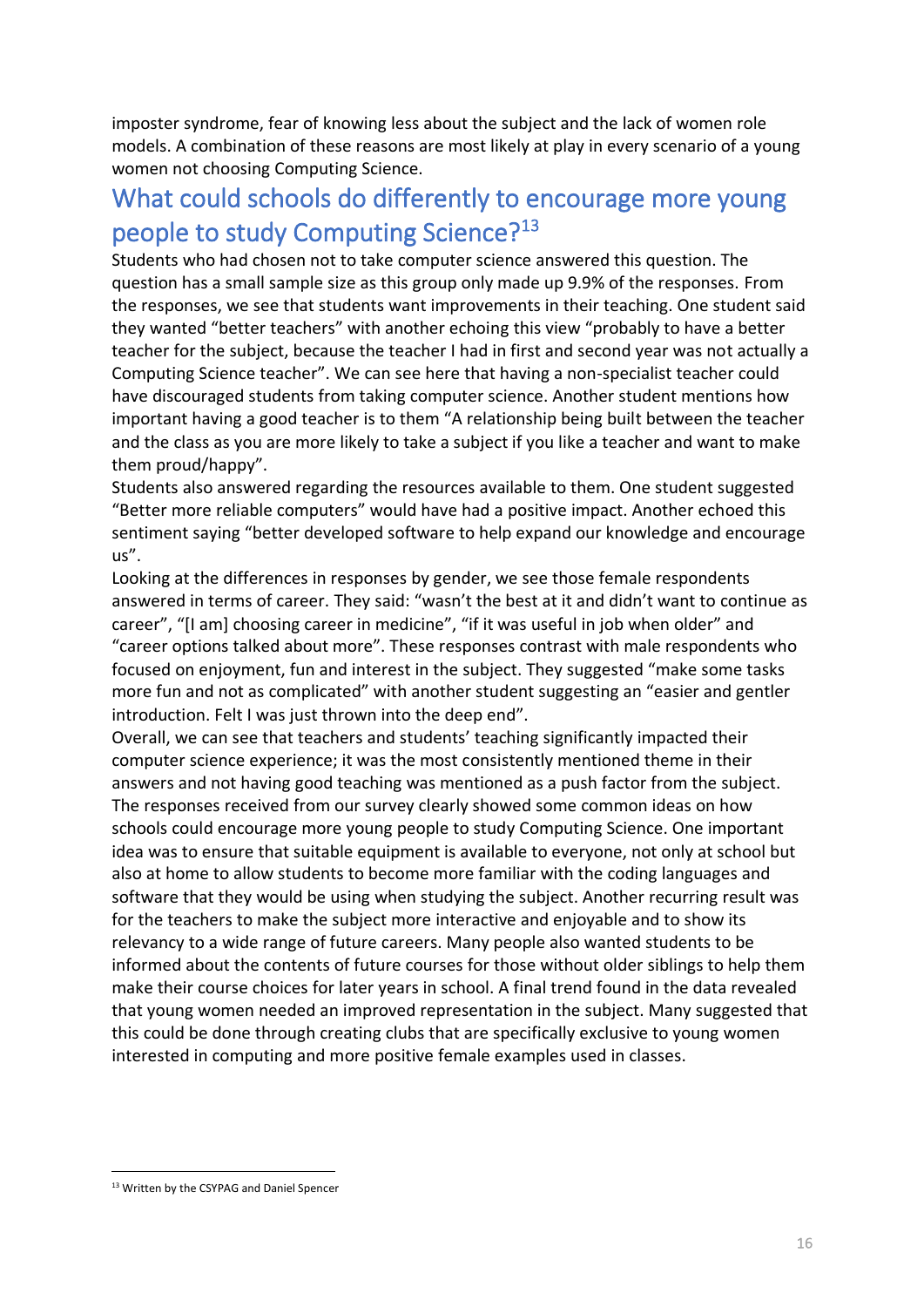imposter syndrome, fear of knowing less about the subject and the lack of women role models. A combination of these reasons are most likely at play in every scenario of a young women not choosing Computing Science.

## What could schools do differently to encourage more young people to study Computing Science?[13]

Students who had chosen not to take computer science answered this question. The question has a small sample size as this group only made up 9.9% of the responses. From the responses, we see that students want improvements in their teaching. One student said they wanted "better teachers" with another echoing this view "probably to have a better teacher for the subject, because the teacher I had in first and second year was not actually a Computing Science teacher". We can see here that having a non-specialist teacher could have discouraged students from taking computer science. Another student mentions how important having a good teacher is to them "A relationship being built between the teacher and the class as you are more likely to take a subject if you like a teacher and want to make them proud/happy".

Students also answered regarding the resources available to them. One student suggested "Better more reliable computers" would have had a positive impact. Another echoed this sentiment saying "better developed software to help expand our knowledge and encourage us".

Looking at the differences in responses by gender, we see those female respondents answered in terms of career. They said: "wasn't the best at it and didn't want to continue as career", "[I am] choosing career in medicine", "if it was useful in job when older" and "career options talked about more". These responses contrast with male respondents who focused on enjoyment, fun and interest in the subject. They suggested "make some tasks more fun and not as complicated" with another student suggesting an "easier and gentler introduction. Felt I was just thrown into the deep end".

Overall, we can see that teachers and students' teaching significantly impacted their computer science experience; it was the most consistently mentioned theme in their answers and not having good teaching was mentioned as a push factor from the subject.

The responses received from our survey clearly showed some common ideas on how schools could encourage more young people to study Computing Science. One important idea was to ensure that suitable equipment is available to everyone, not only at school but also at home to allow students to become more familiar with the coding languages and software that they would be using when studying the subject. Another recurring result was for the teachers to make the subject more interactive and enjoyable and to show its relevancy to a wide range of future careers. Many people also wanted students to be informed about the contents of future courses for those without older siblings to help them make their course choices for later years in school. A final trend found in the data revealed that young women needed an improved representation in the subject. Many suggested that this could be done through creating clubs that are specifically exclusive to young women interested in computing and more positive female examples used in classes.

---

[13] Written by the CSYPAG and Daniel Spencer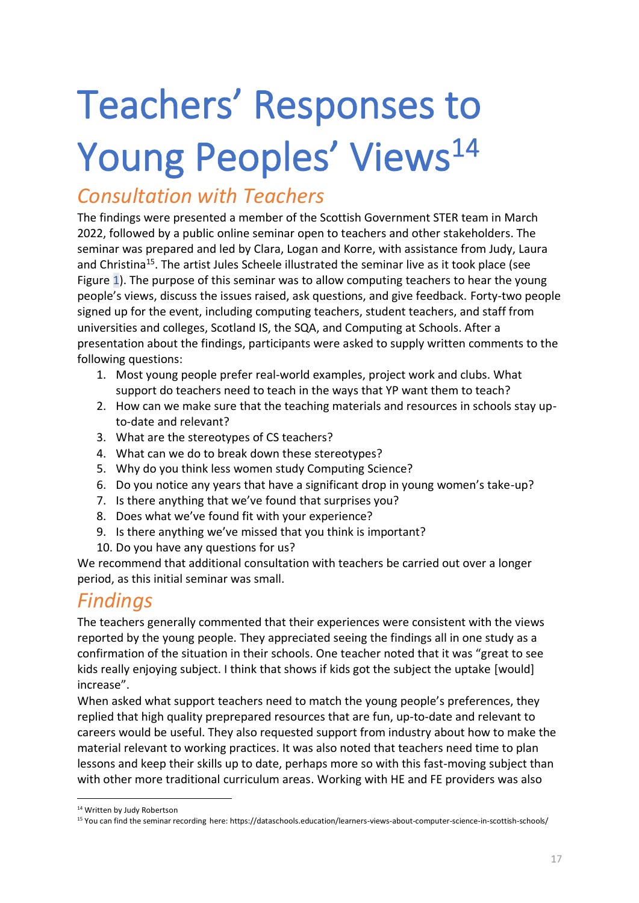# Teachers' Responses to Young Peoples' Views[14]

## Consultation with Teachers

The findings were presented a member of the Scottish Government STER team in March 2022, followed by a public online seminar open to teachers and other stakeholders. The seminar was prepared and led by Clara, Logan and Korre, with assistance from Judy, Laura and Christina[15]. The artist Jules Scheele illustrated the seminar live as it took place (see Figure 1). The purpose of this seminar was to allow computing teachers to hear the young people's views, discuss the issues raised, ask questions, and give feedback. Forty-two people signed up for the event, including computing teachers, student teachers, and staff from universities and colleges, Scotland IS, the SQA, and Computing at Schools. After a presentation about the findings, participants were asked to supply written comments to the following questions:

1. Most young people prefer real-world examples, project work and clubs. What support do teachers need to teach in the ways that YP want them to teach?
2. How can we make sure that the teaching materials and resources in schools stay up-to-date and relevant?
3. What are the stereotypes of CS teachers?
4. What can we do to break down these stereotypes?
5. Why do you think less women study Computing Science?
6. Do you notice any years that have a significant drop in young women's take-up?
7. Is there anything that we've found that surprises you?
8. Does what we've found fit with your experience?
9. Is there anything we've missed that you think is important?
10. Do you have any questions for us?

We recommend that additional consultation with teachers be carried out over a longer period, as this initial seminar was small.

## Findings

The teachers generally commented that their experiences were consistent with the views reported by the young people. They appreciated seeing the findings all in one study as a confirmation of the situation in their schools. One teacher noted that it was "great to see kids really enjoying subject. I think that shows if kids got the subject the uptake [would] increase".

When asked what support teachers need to match the young people's preferences, they replied that high quality preprepared resources that are fun, up-to-date and relevant to careers would be useful. They also requested support from industry about how to make the material relevant to working practices. It was also noted that teachers need time to plan lessons and keep their skills up to date, perhaps more so with this fast-moving subject than with other more traditional curriculum areas. Working with HE and FE providers was also

[14] Written by Judy Robertson

[15] You can find the seminar recording here: https://dataschools.education/learners-views-about-computer-science-in-scottish-schools/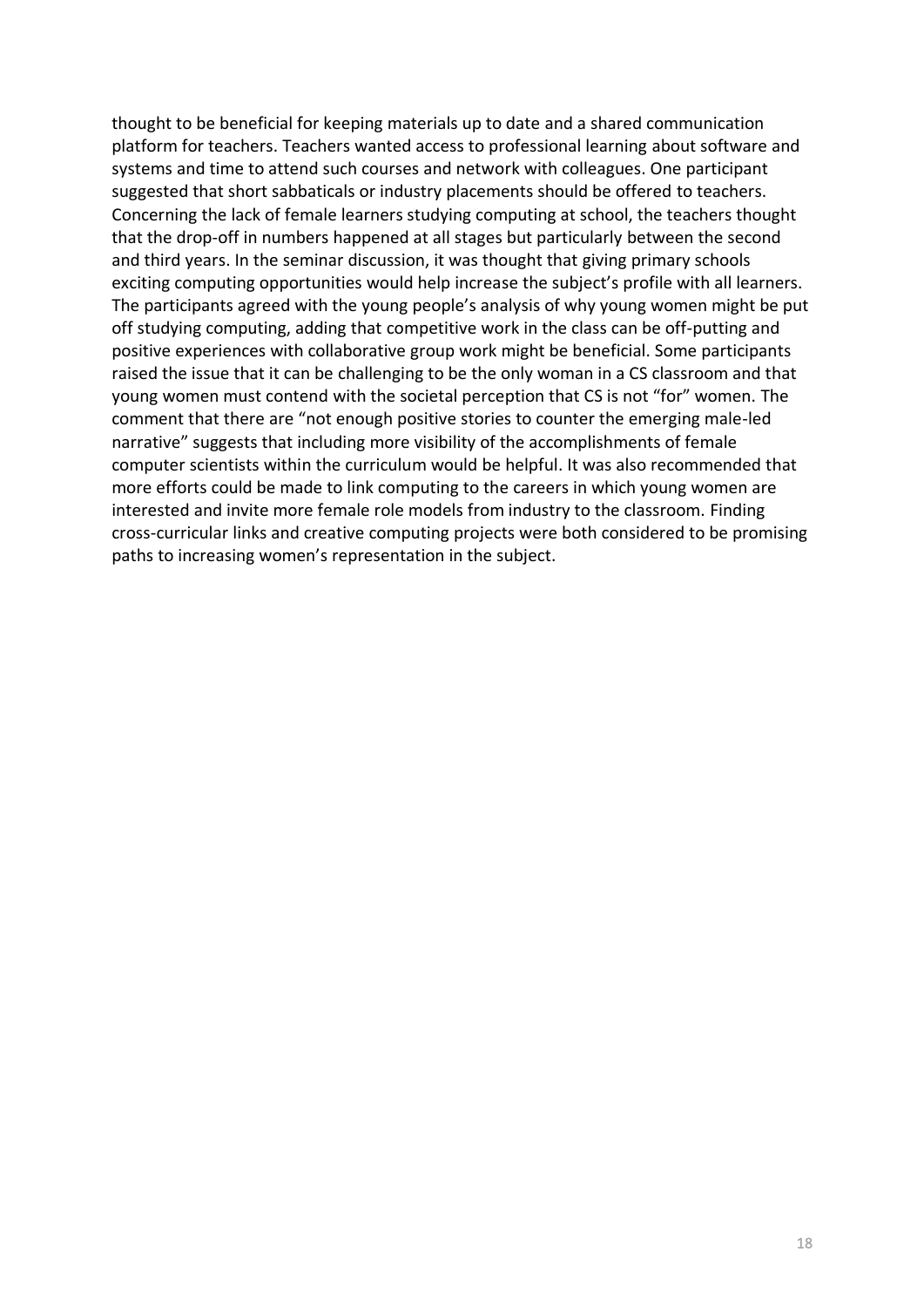thought to be beneficial for keeping materials up to date and a shared communication platform for teachers. Teachers wanted access to professional learning about software and systems and time to attend such courses and network with colleagues. One participant suggested that short sabbaticals or industry placements should be offered to teachers. Concerning the lack of female learners studying computing at school, the teachers thought that the drop-off in numbers happened at all stages but particularly between the second and third years. In the seminar discussion, it was thought that giving primary schools exciting computing opportunities would help increase the subject's profile with all learners. The participants agreed with the young people's analysis of why young women might be put off studying computing, adding that competitive work in the class can be off-putting and positive experiences with collaborative group work might be beneficial. Some participants raised the issue that it can be challenging to be the only woman in a CS classroom and that young women must contend with the societal perception that CS is not "for" women. The comment that there are "not enough positive stories to counter the emerging male-led narrative" suggests that including more visibility of the accomplishments of female computer scientists within the curriculum would be helpful. It was also recommended that more efforts could be made to link computing to the careers in which young women are interested and invite more female role models from industry to the classroom. Finding cross-curricular links and creative computing projects were both considered to be promising paths to increasing women's representation in the subject.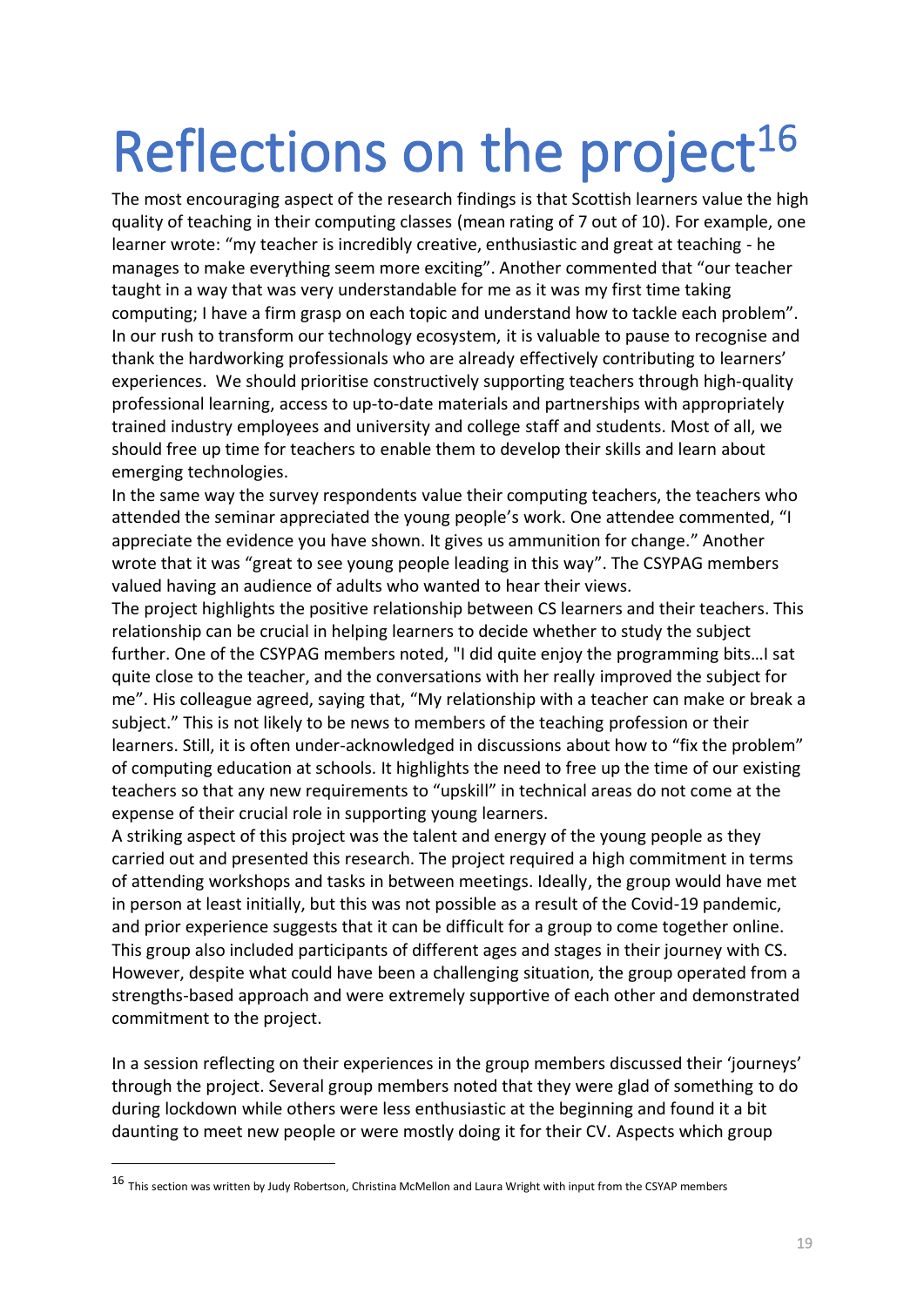# Reflections on the project[16]

The most encouraging aspect of the research findings is that Scottish learners value the high quality of teaching in their computing classes (mean rating of 7 out of 10). For example, one learner wrote: "my teacher is incredibly creative, enthusiastic and great at teaching - he manages to make everything seem more exciting". Another commented that "our teacher taught in a way that was very understandable for me as it was my first time taking computing; I have a firm grasp on each topic and understand how to tackle each problem". In our rush to transform our technology ecosystem, it is valuable to pause to recognise and thank the hardworking professionals who are already effectively contributing to learners' experiences. We should prioritise constructively supporting teachers through high-quality professional learning, access to up-to-date materials and partnerships with appropriately trained industry employees and university and college staff and students. Most of all, we should free up time for teachers to enable them to develop their skills and learn about emerging technologies.

In the same way the survey respondents value their computing teachers, the teachers who attended the seminar appreciated the young people's work. One attendee commented, "I appreciate the evidence you have shown. It gives us ammunition for change." Another wrote that it was "great to see young people leading in this way". The CSYPAG members valued having an audience of adults who wanted to hear their views.

The project highlights the positive relationship between CS learners and their teachers. This relationship can be crucial in helping learners to decide whether to study the subject further. One of the CSYPAG members noted, "I did quite enjoy the programming bits…I sat quite close to the teacher, and the conversations with her really improved the subject for me". His colleague agreed, saying that, "My relationship with a teacher can make or break a subject." This is not likely to be news to members of the teaching profession or their learners. Still, it is often under-acknowledged in discussions about how to "fix the problem" of computing education at schools. It highlights the need to free up the time of our existing teachers so that any new requirements to "upskill" in technical areas do not come at the expense of their crucial role in supporting young learners.

A striking aspect of this project was the talent and energy of the young people as they carried out and presented this research. The project required a high commitment in terms of attending workshops and tasks in between meetings. Ideally, the group would have met in person at least initially, but this was not possible as a result of the Covid-19 pandemic, and prior experience suggests that it can be difficult for a group to come together online. This group also included participants of different ages and stages in their journey with CS. However, despite what could have been a challenging situation, the group operated from a strengths-based approach and were extremely supportive of each other and demonstrated commitment to the project.

In a session reflecting on their experiences in the group members discussed their 'journeys' through the project. Several group members noted that they were glad of something to do during lockdown while others were less enthusiastic at the beginning and found it a bit daunting to meet new people or were mostly doing it for their CV. Aspects which group

---

[16] This section was written by Judy Robertson, Christina McMellon and Laura Wright with input from the CSYAP members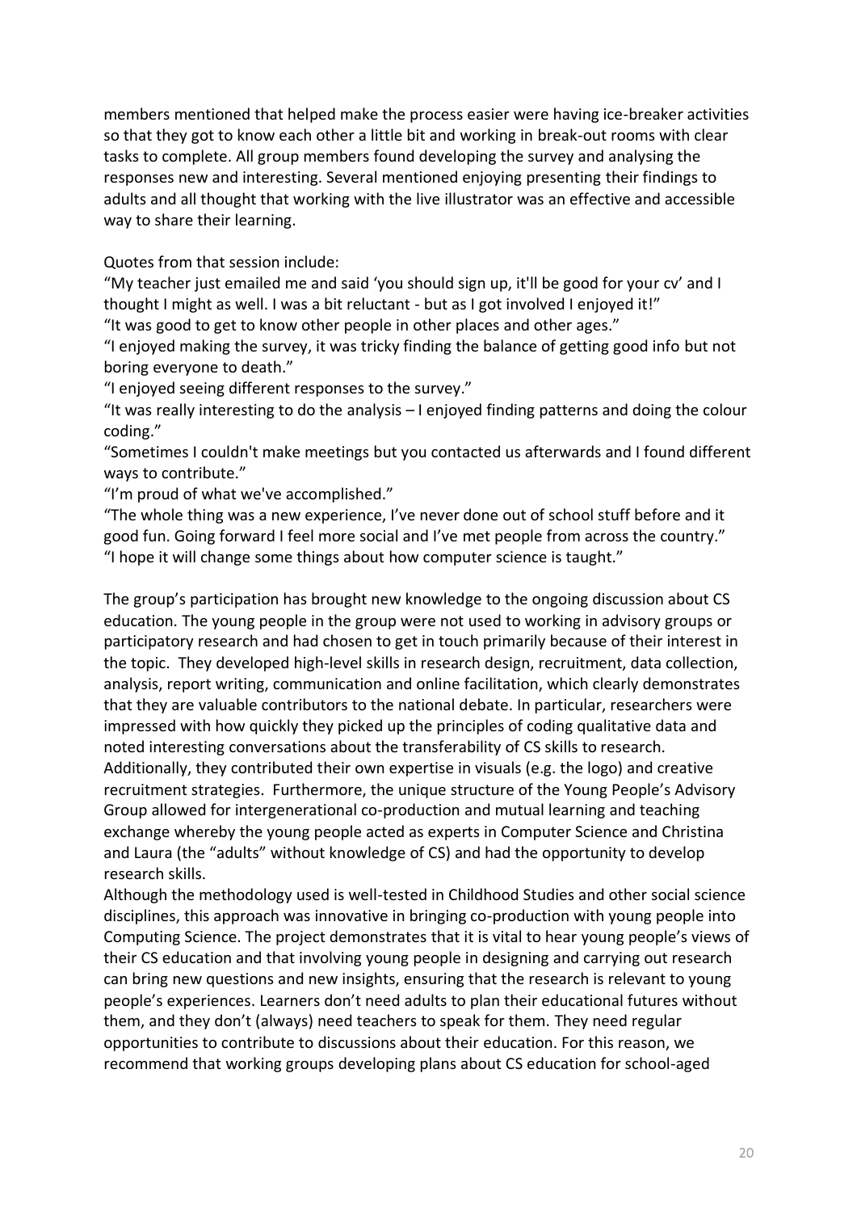members mentioned that helped make the process easier were having ice-breaker activities so that they got to know each other a little bit and working in break-out rooms with clear tasks to complete. All group members found developing the survey and analysing the responses new and interesting. Several mentioned enjoying presenting their findings to adults and all thought that working with the live illustrator was an effective and accessible way to share their learning.

Quotes from that session include:

"My teacher just emailed me and said 'you should sign up, it'll be good for your cv' and I thought I might as well. I was a bit reluctant - but as I got involved I enjoyed it!"

"It was good to get to know other people in other places and other ages."

"I enjoyed making the survey, it was tricky finding the balance of getting good info but not boring everyone to death."

"I enjoyed seeing different responses to the survey."

"It was really interesting to do the analysis – I enjoyed finding patterns and doing the colour coding."

"Sometimes I couldn't make meetings but you contacted us afterwards and I found different ways to contribute."

"I'm proud of what we've accomplished."

"The whole thing was a new experience, I've never done out of school stuff before and it good fun. Going forward I feel more social and I've met people from across the country."

"I hope it will change some things about how computer science is taught."

The group's participation has brought new knowledge to the ongoing discussion about CS education. The young people in the group were not used to working in advisory groups or participatory research and had chosen to get in touch primarily because of their interest in the topic. They developed high-level skills in research design, recruitment, data collection, analysis, report writing, communication and online facilitation, which clearly demonstrates that they are valuable contributors to the national debate. In particular, researchers were impressed with how quickly they picked up the principles of coding qualitative data and noted interesting conversations about the transferability of CS skills to research. Additionally, they contributed their own expertise in visuals (e.g. the logo) and creative recruitment strategies. Furthermore, the unique structure of the Young People's Advisory Group allowed for intergenerational co-production and mutual learning and teaching exchange whereby the young people acted as experts in Computer Science and Christina and Laura (the "adults" without knowledge of CS) and had the opportunity to develop research skills.

Although the methodology used is well-tested in Childhood Studies and other social science disciplines, this approach was innovative in bringing co-production with young people into Computing Science. The project demonstrates that it is vital to hear young people's views of their CS education and that involving young people in designing and carrying out research can bring new questions and new insights, ensuring that the research is relevant to young people's experiences. Learners don't need adults to plan their educational futures without them, and they don't (always) need teachers to speak for them. They need regular opportunities to contribute to discussions about their education. For this reason, we recommend that working groups developing plans about CS education for school-aged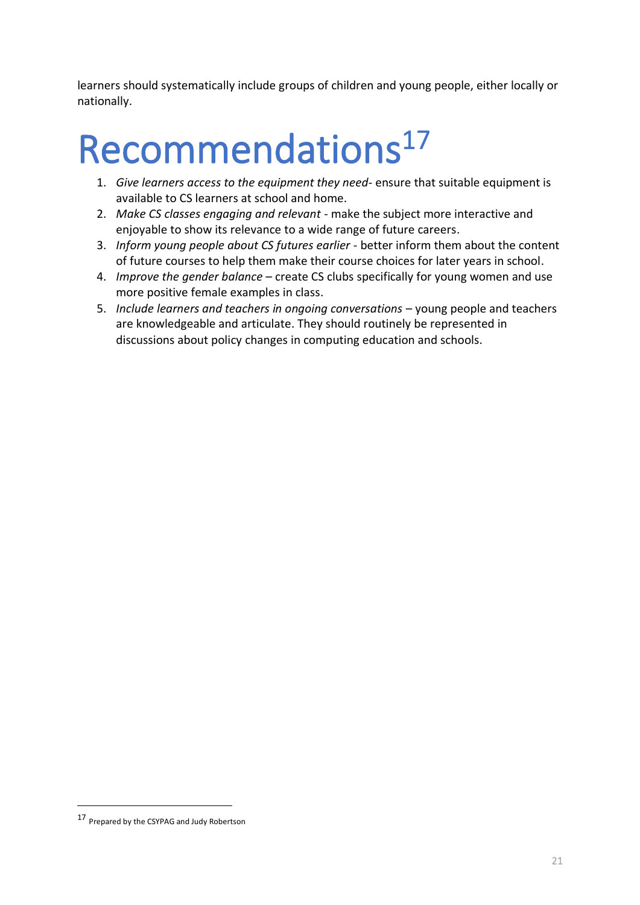learners should systematically include groups of children and young people, either locally or nationally.

# Recommendations[17]

1. *Give learners access to the equipment they need*- ensure that suitable equipment is available to CS learners at school and home.
2. *Make CS classes engaging and relevant* - make the subject more interactive and enjoyable to show its relevance to a wide range of future careers.
3. *Inform young people about CS futures earlier* - better inform them about the content of future courses to help them make their course choices for later years in school.
4. *Improve the gender balance* – create CS clubs specifically for young women and use more positive female examples in class.
5. *Include learners and teachers in ongoing conversations* – young people and teachers are knowledgeable and articulate. They should routinely be represented in discussions about policy changes in computing education and schools.

[17] Prepared by the CSYPAG and Judy Robertson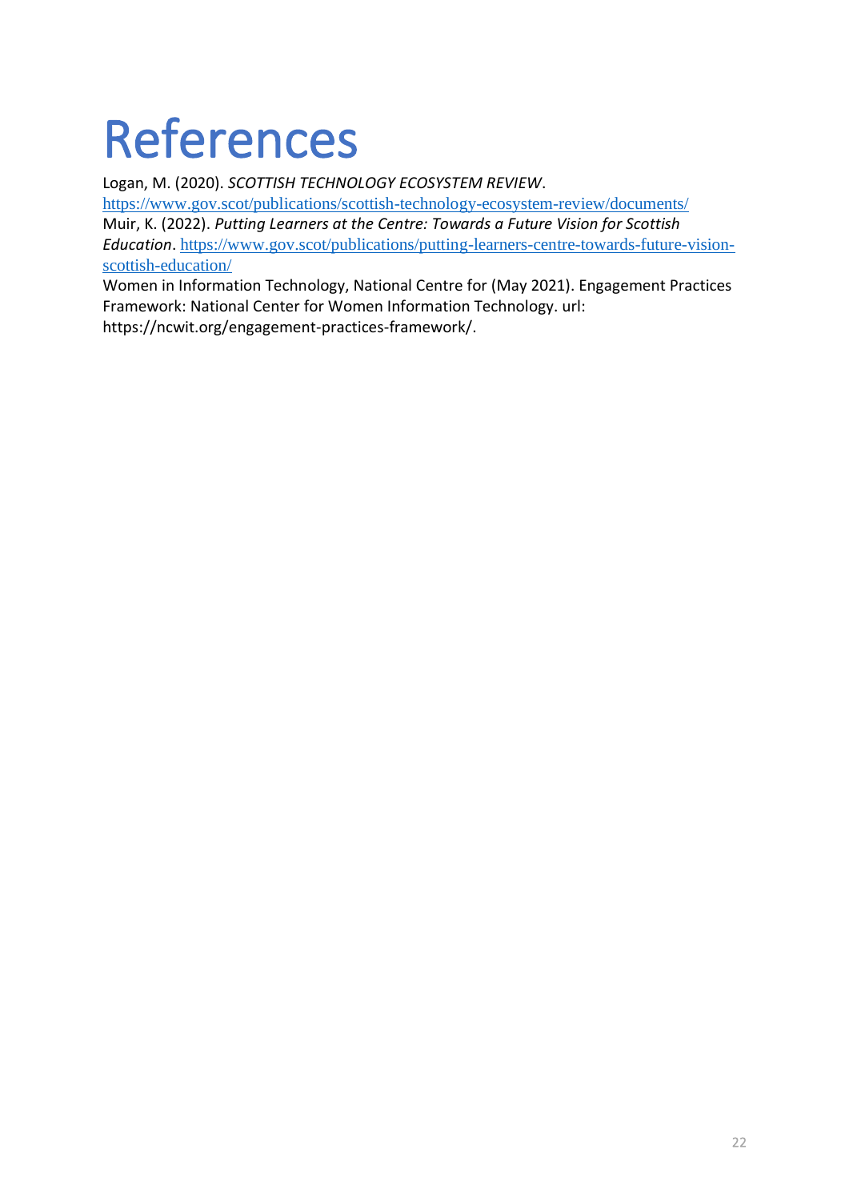# References

Logan, M. (2020). *SCOTTISH TECHNOLOGY ECOSYSTEM REVIEW*. https://www.gov.scot/publications/scottish-technology-ecosystem-review/documents/

Muir, K. (2022). *Putting Learners at the Centre: Towards a Future Vision for Scottish Education*. https://www.gov.scot/publications/putting-learners-centre-towards-future-vision-scottish-education/

Women in Information Technology, National Centre for (May 2021). Engagement Practices Framework: National Center for Women Information Technology. url: https://ncwit.org/engagement-practices-framework/.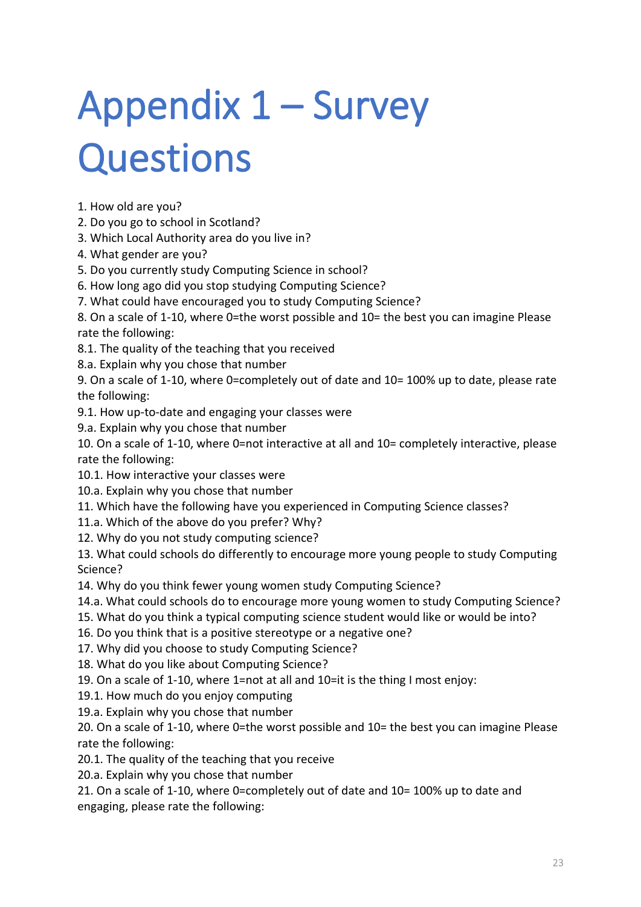# Appendix 1 – Survey Questions

1. How old are you?
2. Do you go to school in Scotland?
3. Which Local Authority area do you live in?
4. What gender are you?
5. Do you currently study Computing Science in school?
6. How long ago did you stop studying Computing Science?
7. What could have encouraged you to study Computing Science?
8. On a scale of 1-10, where 0=the worst possible and 10= the best you can imagine Please rate the following:
8.1. The quality of the teaching that you received
8.a. Explain why you chose that number
9. On a scale of 1-10, where 0=completely out of date and 10= 100% up to date, please rate the following:
9.1. How up-to-date and engaging your classes were
9.a. Explain why you chose that number
10. On a scale of 1-10, where 0=not interactive at all and 10= completely interactive, please rate the following:
10.1. How interactive your classes were
10.a. Explain why you chose that number
11. Which have the following have you experienced in Computing Science classes?
11.a. Which of the above do you prefer? Why?
12. Why do you not study computing science?
13. What could schools do differently to encourage more young people to study Computing Science?
14. Why do you think fewer young women study Computing Science?
14.a. What could schools do to encourage more young women to study Computing Science?
15. What do you think a typical computing science student would like or would be into?
16. Do you think that is a positive stereotype or a negative one?
17. Why did you choose to study Computing Science?
18. What do you like about Computing Science?
19. On a scale of 1-10, where 1=not at all and 10=it is the thing I most enjoy:
19.1. How much do you enjoy computing
19.a. Explain why you chose that number
20. On a scale of 1-10, where 0=the worst possible and 10= the best you can imagine Please rate the following:
20.1. The quality of the teaching that you receive
20.a. Explain why you chose that number
21. On a scale of 1-10, where 0=completely out of date and 10= 100% up to date and engaging, please rate the following: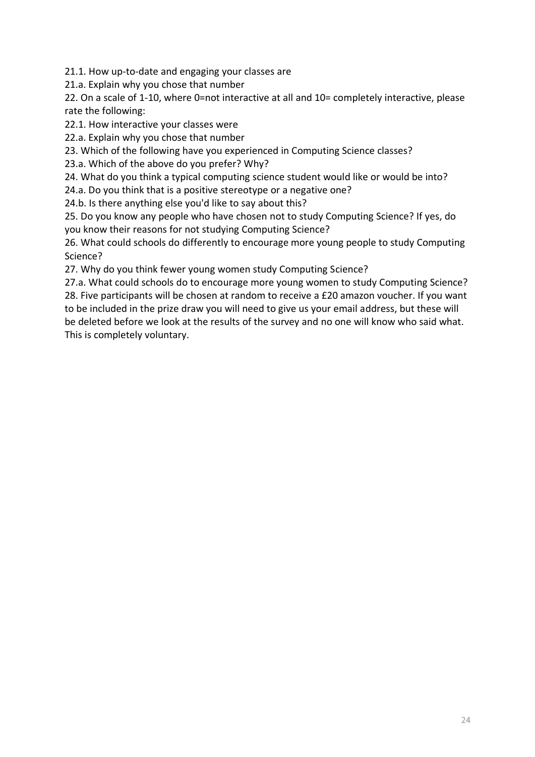21.1. How up-to-date and engaging your classes are

21.a. Explain why you chose that number

22. On a scale of 1-10, where 0=not interactive at all and 10= completely interactive, please rate the following:

22.1. How interactive your classes were

22.a. Explain why you chose that number

23. Which of the following have you experienced in Computing Science classes?

23.a. Which of the above do you prefer? Why?

24. What do you think a typical computing science student would like or would be into?

24.a. Do you think that is a positive stereotype or a negative one?

24.b. Is there anything else you'd like to say about this?

25. Do you know any people who have chosen not to study Computing Science? If yes, do you know their reasons for not studying Computing Science?

26. What could schools do differently to encourage more young people to study Computing Science?

27. Why do you think fewer young women study Computing Science?

27.a. What could schools do to encourage more young women to study Computing Science?

28. Five participants will be chosen at random to receive a £20 amazon voucher. If you want to be included in the prize draw you will need to give us your email address, but these will be deleted before we look at the results of the survey and no one will know who said what. This is completely voluntary.